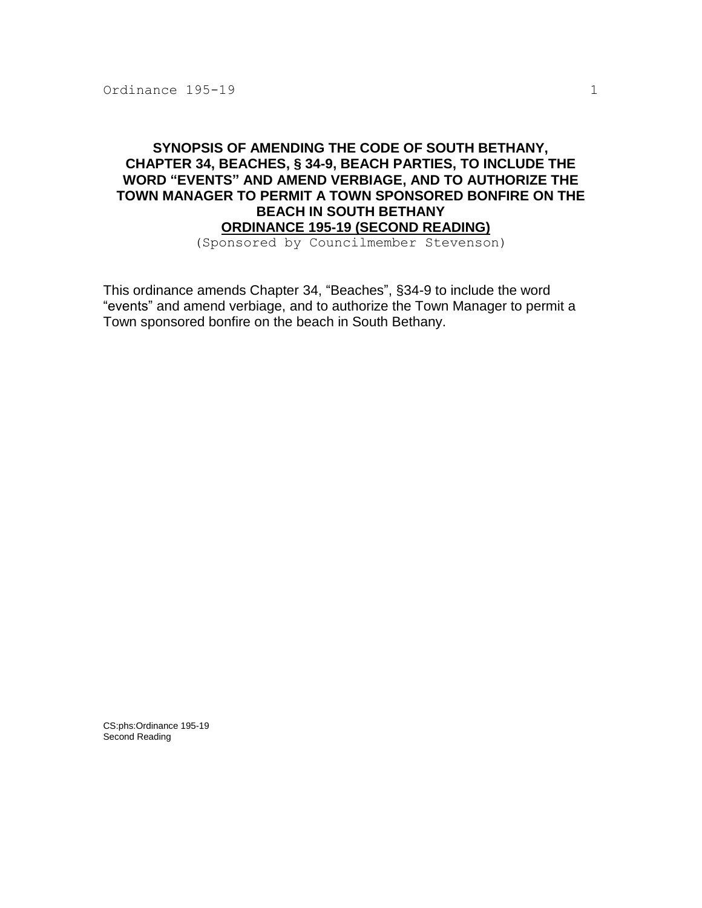# SYNOPSIS OF AMENDING THE CODE OF SOUTH BETHANY, CHAPTER 34, BEACHES, § 34-9, BEACH PARTIES, TO INCLUDE THE WORD "EVENTS" AND AMEND VERBIAGE, AND TO AUTHORIZE THE TOWN MANAGER TO PERMIT A TOWN SPONSORED BONFIRE ON THE BEACH IN SOUTH BETHANY

**ORDINANCE 195-19 (SECOND READING)**

(Sponsored by Councilmember Stevenson)

This ordinance amends Chapter 34, "Beaches", §34-9 to include the word "events" and amend verbiage, and to authorize the Town Manager to permit a Town sponsored bonfire on the beach in South Bethany.

CS:phs:Ordinance 195-19
Second Reading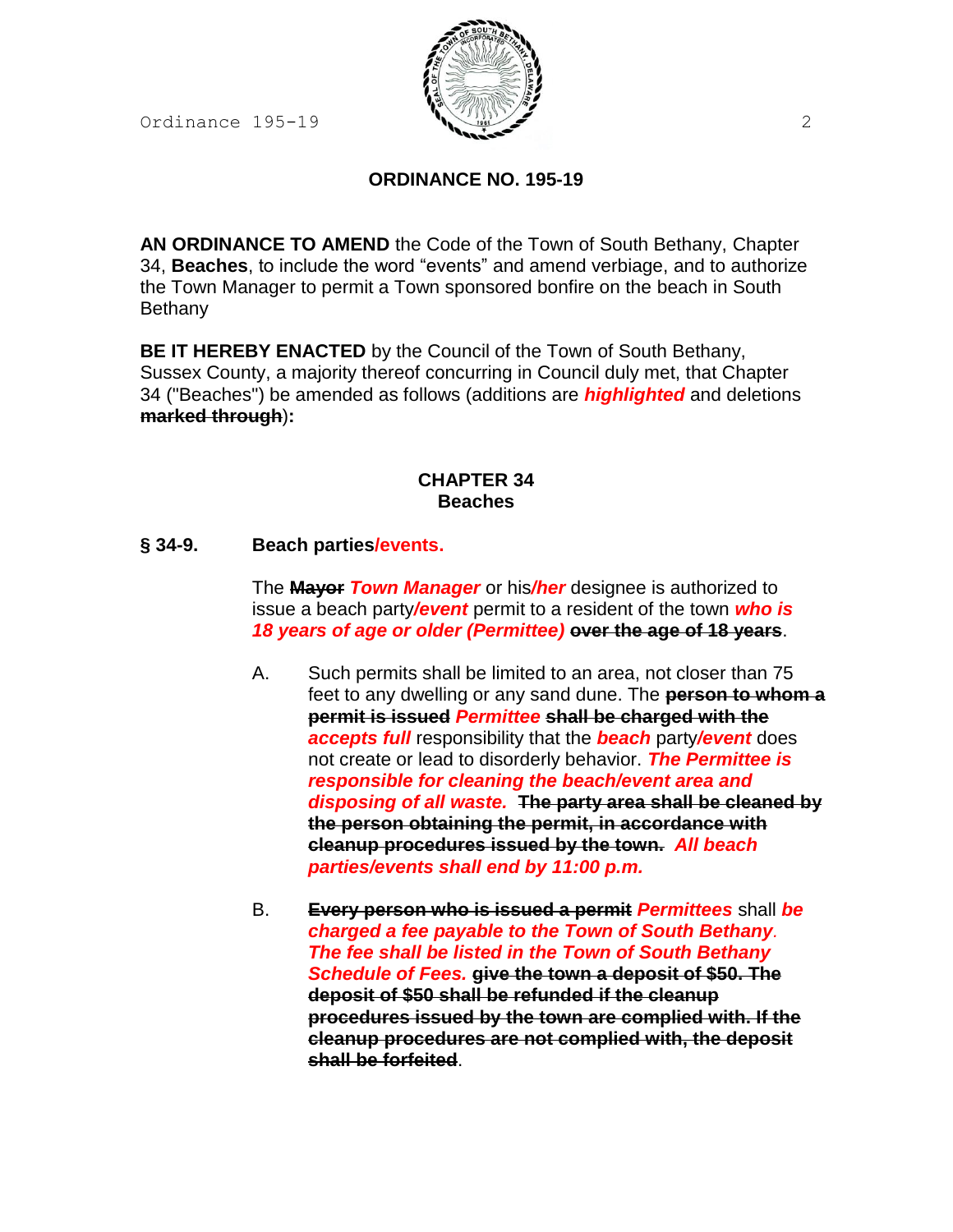## ORDINANCE NO. 195-19

**AN ORDINANCE TO AMEND** the Code of the Town of South Bethany, Chapter 34, **Beaches**, to include the word "events" and amend verbiage, and to authorize the Town Manager to permit a Town sponsored bonfire on the beach in South Bethany

**BE IT HEREBY ENACTED** by the Council of the Town of South Bethany, Sussex County, a majority thereof concurring in Council duly met, that Chapter 34 ("Beaches") be amended as follows (additions are ***highlighted*** and deletions ~~**marked through**~~)**:**

### CHAPTER 34
### Beaches

**§ 34-9. Beach parties/events.**

The ~~**Mayor**~~ ***Town Manager*** or his***/her*** designee is authorized to issue a beach party***/event*** permit to a resident of the town ***who is 18 years of age or older (Permittee)*** ~~**over the age of 18 years**~~.

A. Such permits shall be limited to an area, not closer than 75 feet to any dwelling or any sand dune. The ~~**person to whom a permit is issued**~~ ***Permittee*** ~~**shall be charged with the**~~ ***accepts full*** responsibility that the ***beach*** party***/event*** does not create or lead to disorderly behavior. ***The Permittee is responsible for cleaning the beach/event area and disposing of all waste.*** ~~**The party area shall be cleaned by the person obtaining the permit, in accordance with cleanup procedures issued by the town.**~~ ***All beach parties/events shall end by 11:00 p.m.***

B. ~~**Every person who is issued a permit**~~ ***Permittees*** shall ***be charged a fee payable to the Town of South Bethany. The fee shall be listed in the Town of South Bethany Schedule of Fees.*** ~~**give the town a deposit of $50. The deposit of $50 shall be refunded if the cleanup procedures issued by the town are complied with. If the cleanup procedures are not complied with, the deposit shall be forfeited**~~.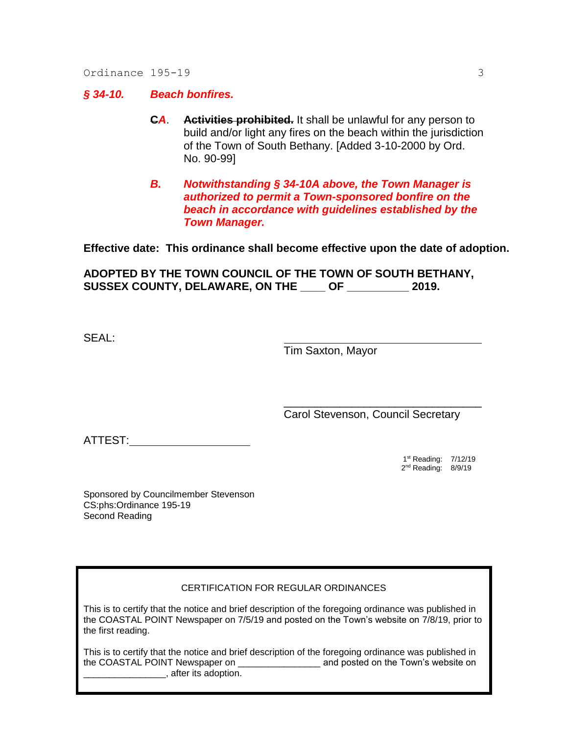***§ 34-10. Beach bonfires.***

~~C~~*A*. ~~**Activities prohibited.**~~ It shall be unlawful for any person to build and/or light any fires on the beach within the jurisdiction of the Town of South Bethany. [Added 3-10-2000 by Ord. No. 90-99]

***B. Notwithstanding § 34-10A above, the Town Manager is authorized to permit a Town-sponsored bonfire on the beach in accordance with guidelines established by the Town Manager.***

**Effective date: This ordinance shall become effective upon the date of adoption.**

**ADOPTED BY THE TOWN COUNCIL OF THE TOWN OF SOUTH BETHANY, SUSSEX COUNTY, DELAWARE, ON THE ____ OF __________ 2019.**

SEAL:

______________________________
Tim Saxton, Mayor

______________________________
Carol Stevenson, Council Secretary

ATTEST:____________________

1st Reading: 7/12/19
2nd Reading: 8/9/19

Sponsored by Councilmember Stevenson
CS:phs:Ordinance 195-19
Second Reading

CERTIFICATION FOR REGULAR ORDINANCES

This is to certify that the notice and brief description of the foregoing ordinance was published in the COASTAL POINT Newspaper on 7/5/19 and posted on the Town's website on 7/8/19, prior to the first reading.

This is to certify that the notice and brief description of the foregoing ordinance was published in the COASTAL POINT Newspaper on ________________ and posted on the Town's website on ________________, after its adoption.